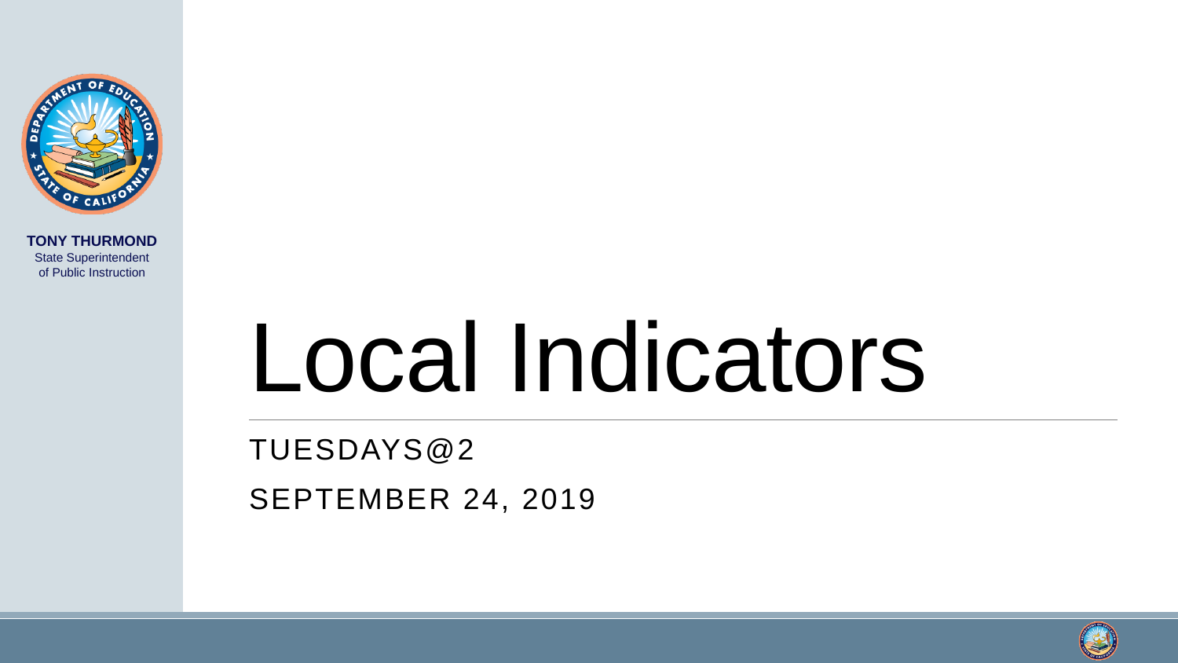**TONY THURMOND**
State Superintendent
of Public Instruction

# Local Indicators

TUESDAYS@2

SEPTEMBER 24, 2019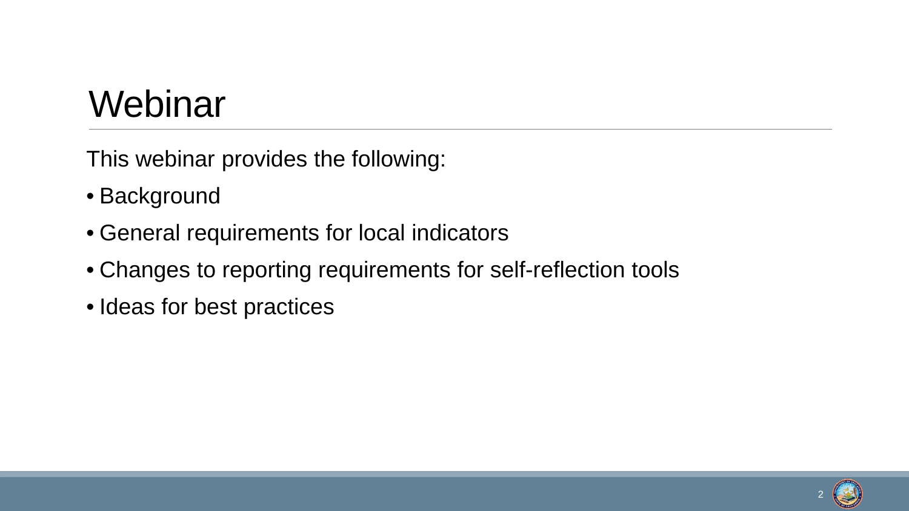# Webinar

This webinar provides the following:

- Background
- General requirements for local indicators
- Changes to reporting requirements for self-reflection tools
- Ideas for best practices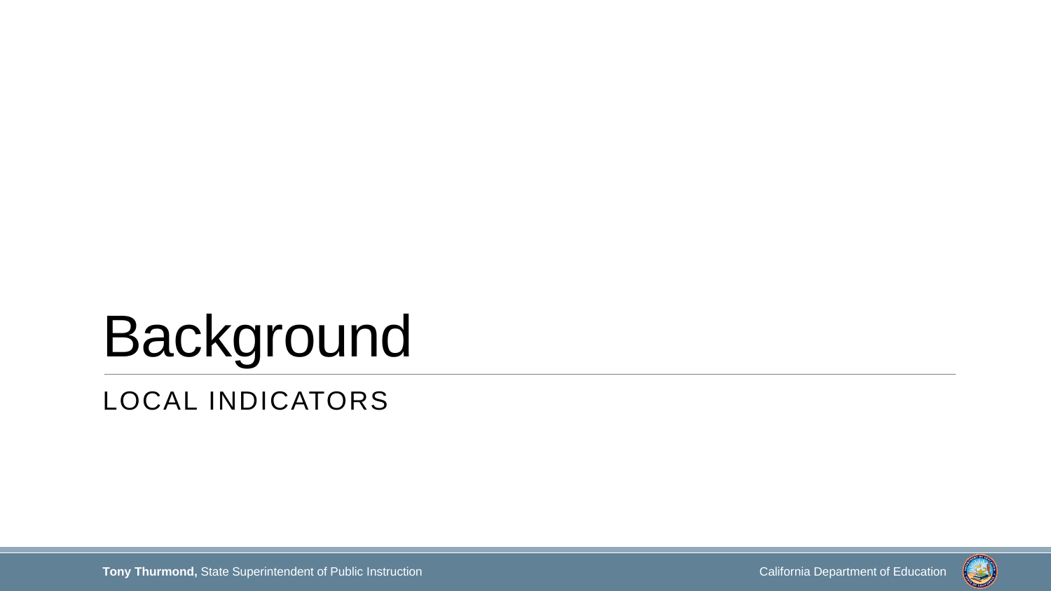# Background

## LOCAL INDICATORS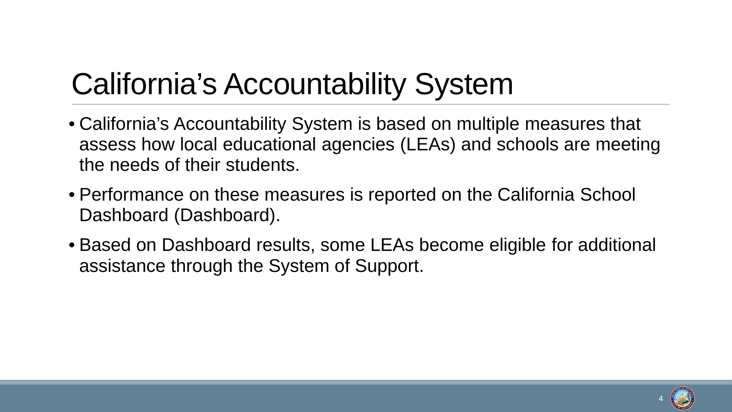# California's Accountability System

- California's Accountability System is based on multiple measures that assess how local educational agencies (LEAs) and schools are meeting the needs of their students.
- Performance on these measures is reported on the California School Dashboard (Dashboard).
- Based on Dashboard results, some LEAs become eligible for additional assistance through the System of Support.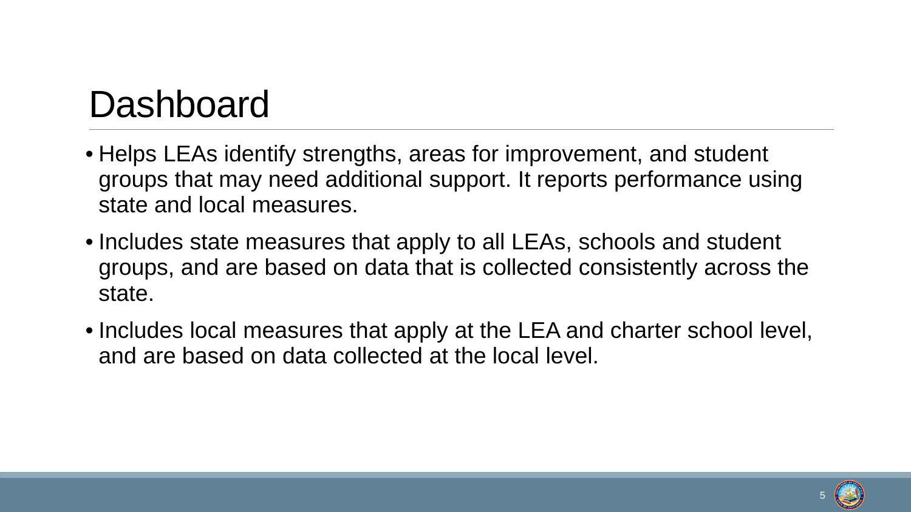# Dashboard

- Helps LEAs identify strengths, areas for improvement, and student groups that may need additional support. It reports performance using state and local measures.
- Includes state measures that apply to all LEAs, schools and student groups, and are based on data that is collected consistently across the state.
- Includes local measures that apply at the LEA and charter school level, and are based on data collected at the local level.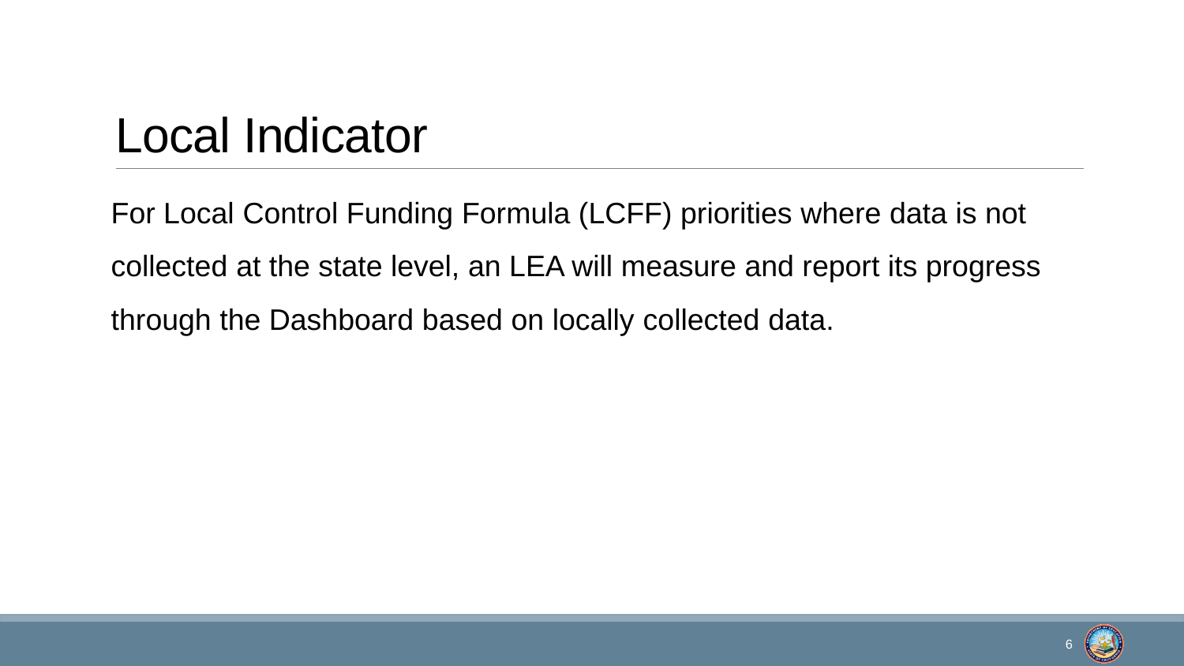# Local Indicator

For Local Control Funding Formula (LCFF) priorities where data is not collected at the state level, an LEA will measure and report its progress through the Dashboard based on locally collected data.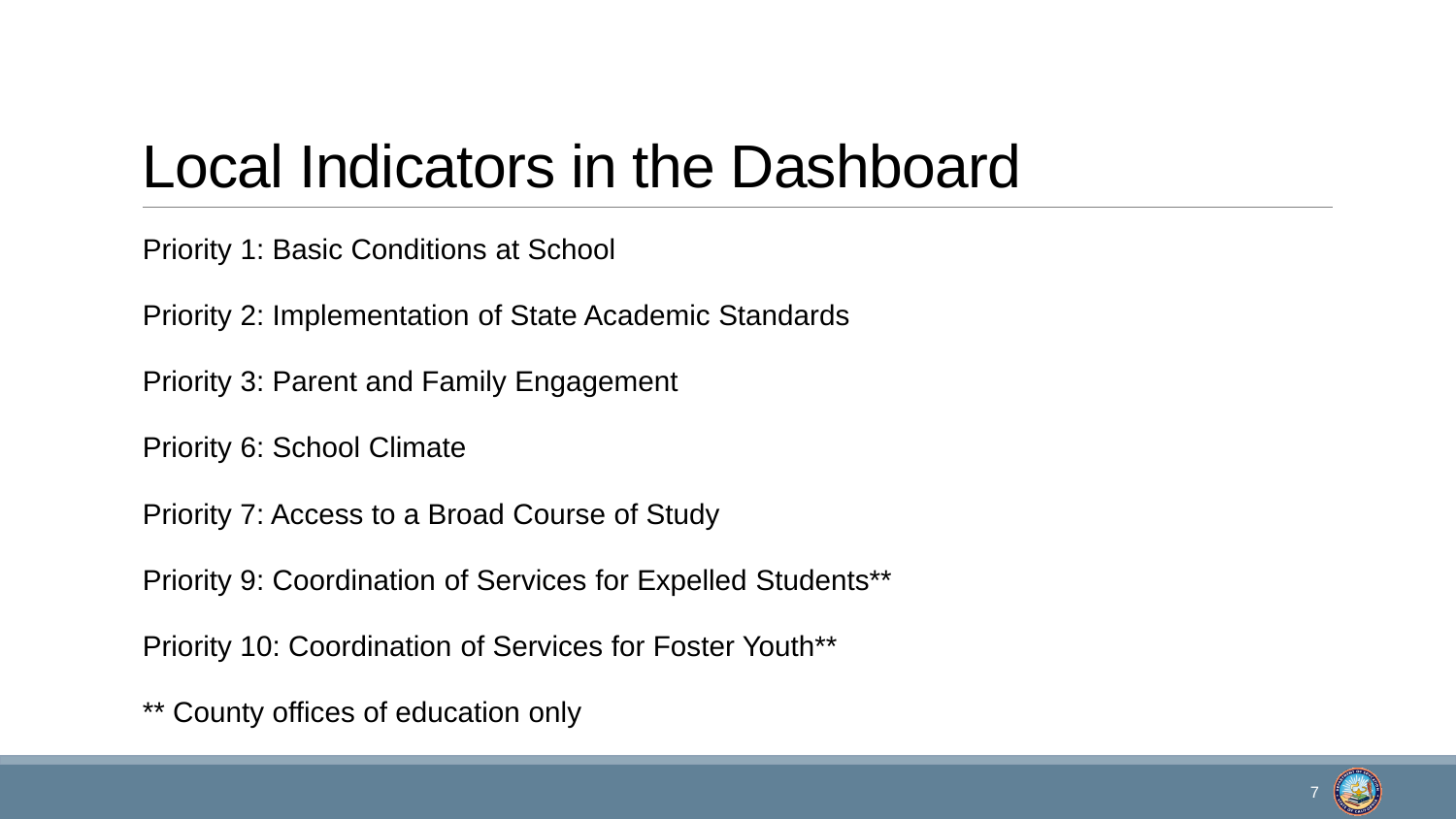# Local Indicators in the Dashboard

Priority 1: Basic Conditions at School

Priority 2: Implementation of State Academic Standards

Priority 3: Parent and Family Engagement

Priority 6: School Climate

Priority 7: Access to a Broad Course of Study

Priority 9: Coordination of Services for Expelled Students**

Priority 10: Coordination of Services for Foster Youth**

** County offices of education only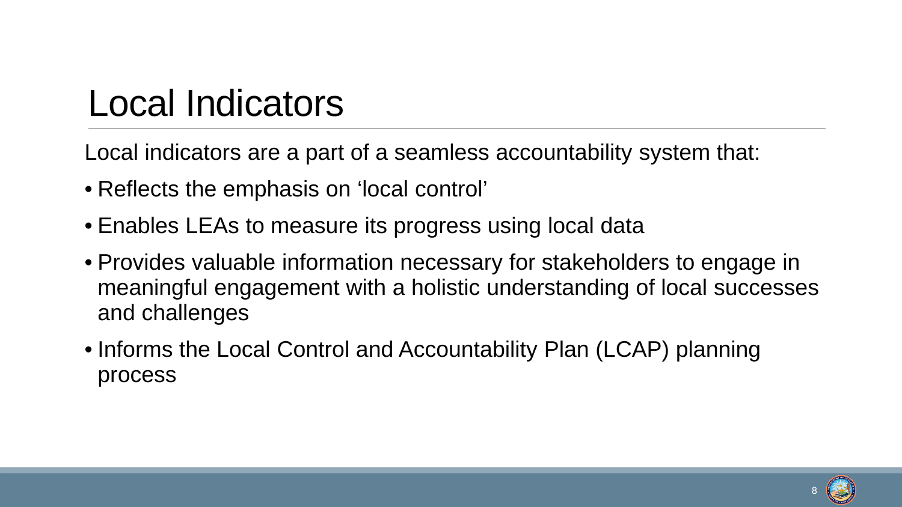# Local Indicators

Local indicators are a part of a seamless accountability system that:

- Reflects the emphasis on ‘local control’
- Enables LEAs to measure its progress using local data
- Provides valuable information necessary for stakeholders to engage in meaningful engagement with a holistic understanding of local successes and challenges
- Informs the Local Control and Accountability Plan (LCAP) planning process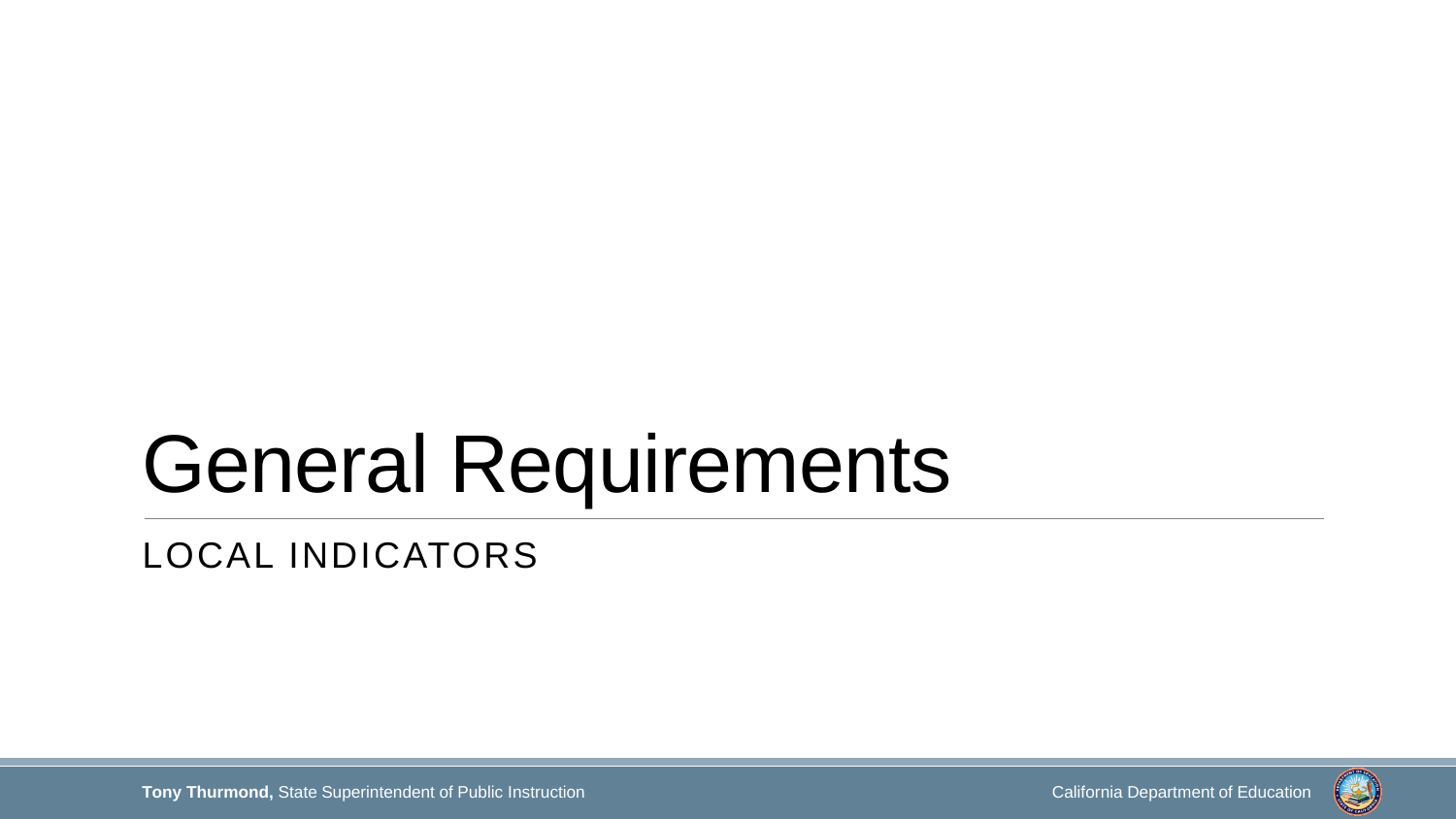# General Requirements

## LOCAL INDICATORS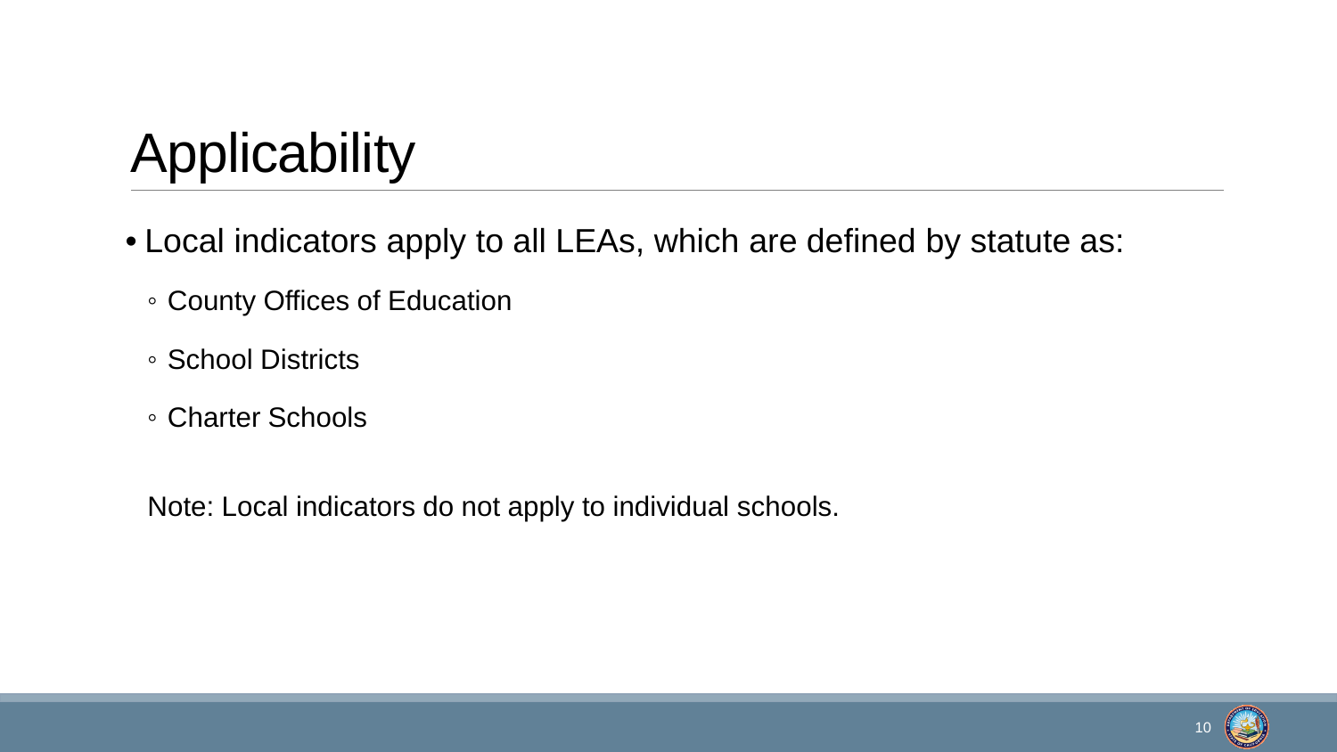# Applicability

- Local indicators apply to all LEAs, which are defined by statute as:
  - County Offices of Education
  - School Districts
  - Charter Schools

Note: Local indicators do not apply to individual schools.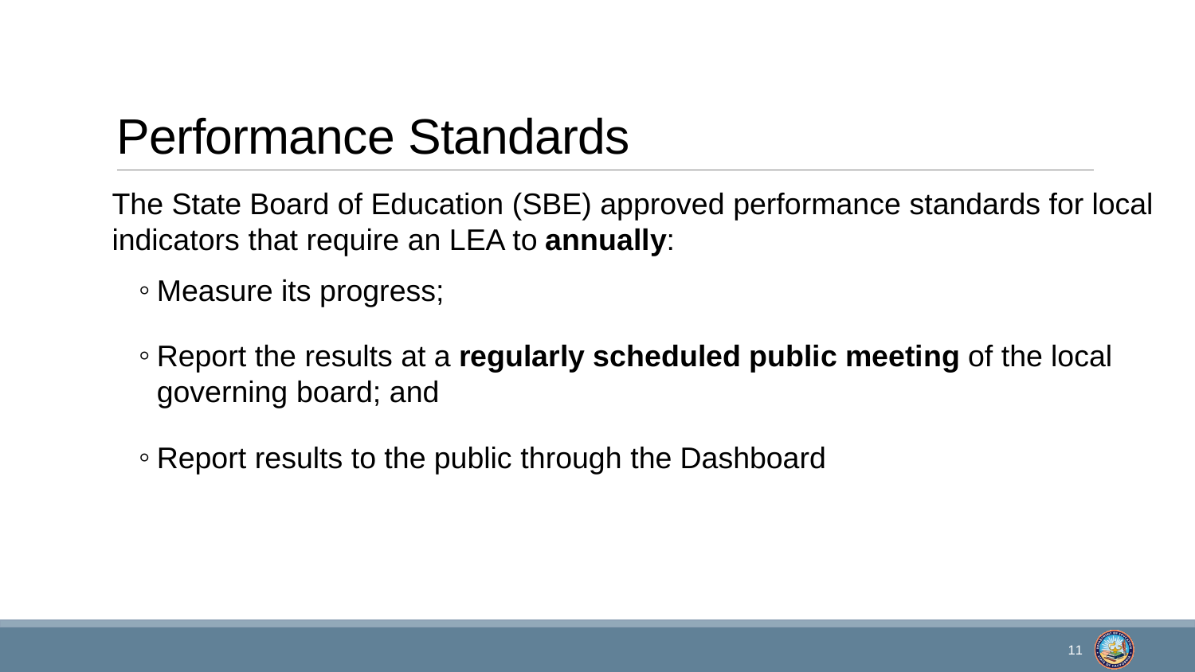# Performance Standards

The State Board of Education (SBE) approved performance standards for local indicators that require an LEA to **annually**:

- Measure its progress;
- Report the results at a **regularly scheduled public meeting** of the local governing board; and
- Report results to the public through the Dashboard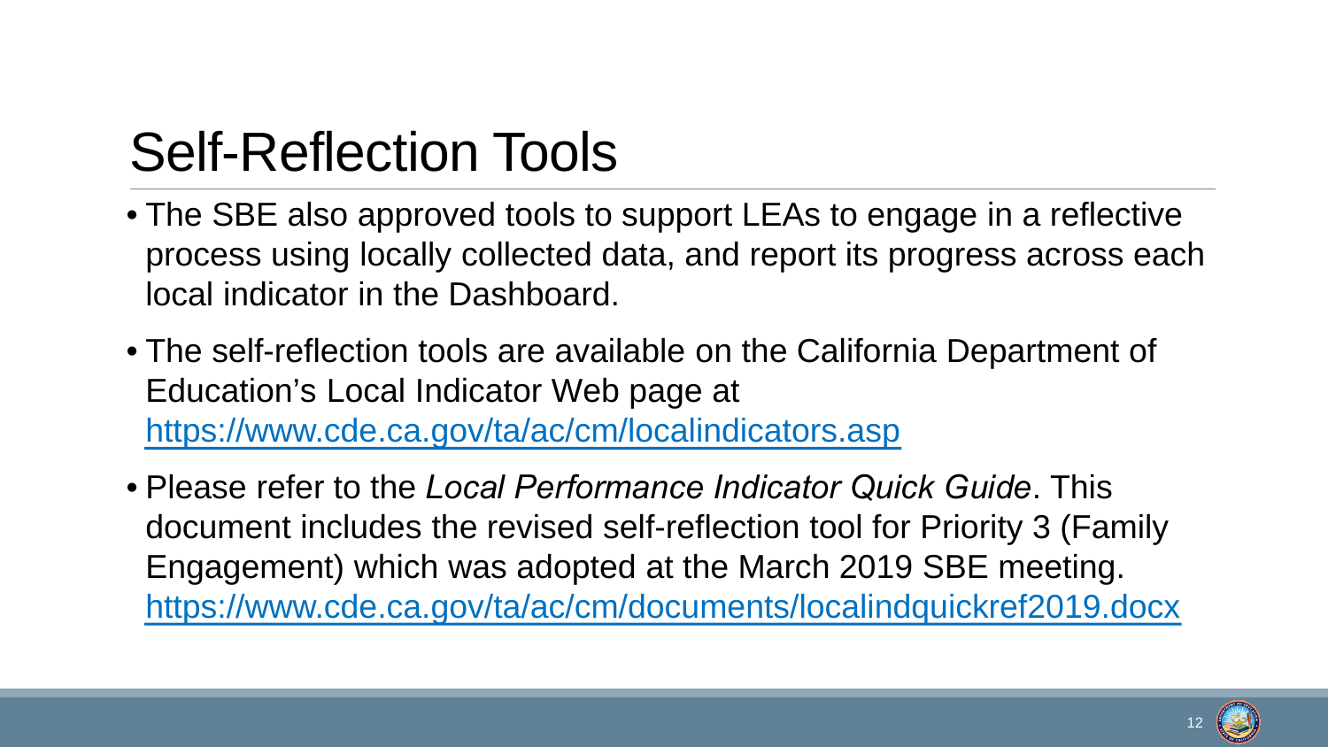# Self-Reflection Tools

- The SBE also approved tools to support LEAs to engage in a reflective process using locally collected data, and report its progress across each local indicator in the Dashboard.
- The self-reflection tools are available on the California Department of Education's Local Indicator Web page at https://www.cde.ca.gov/ta/ac/cm/localindicators.asp
- Please refer to the *Local Performance Indicator Quick Guide*. This document includes the revised self-reflection tool for Priority 3 (Family Engagement) which was adopted at the March 2019 SBE meeting. https://www.cde.ca.gov/ta/ac/cm/documents/localindquickref2019.docx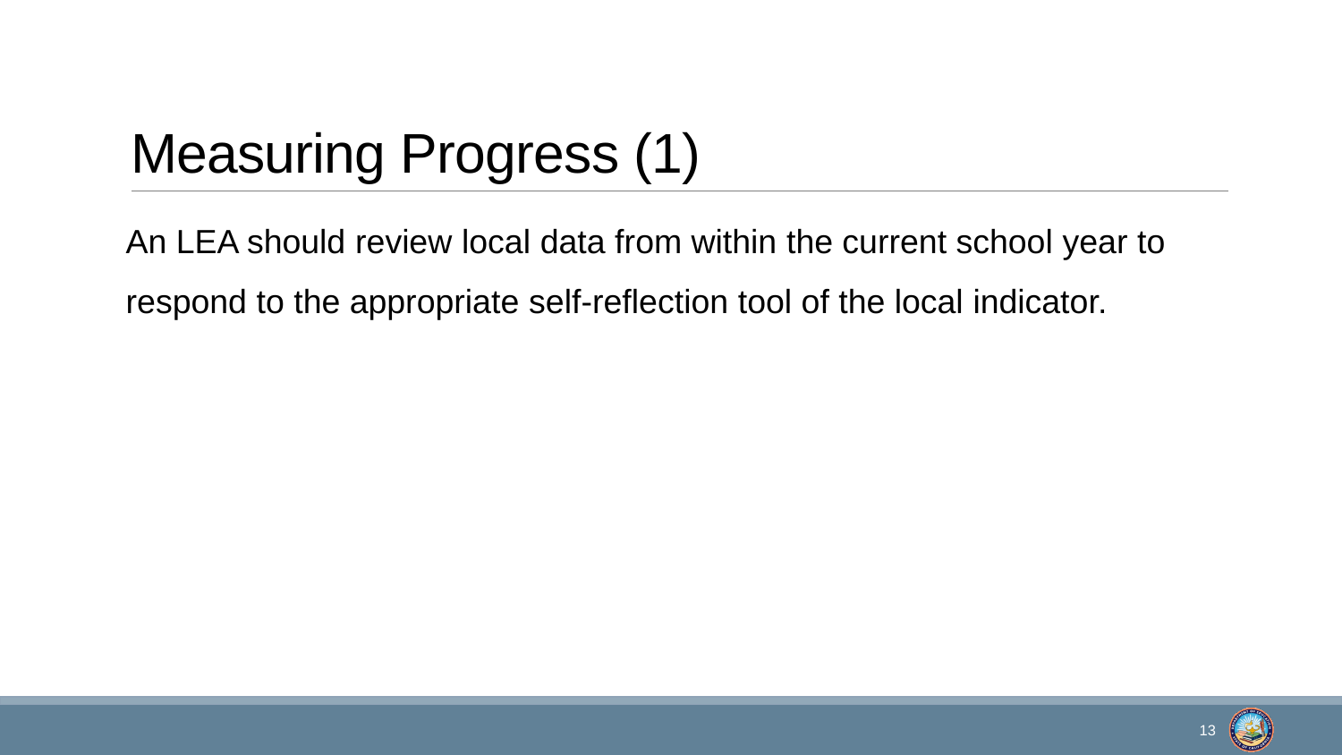# Measuring Progress (1)

An LEA should review local data from within the current school year to respond to the appropriate self-reflection tool of the local indicator.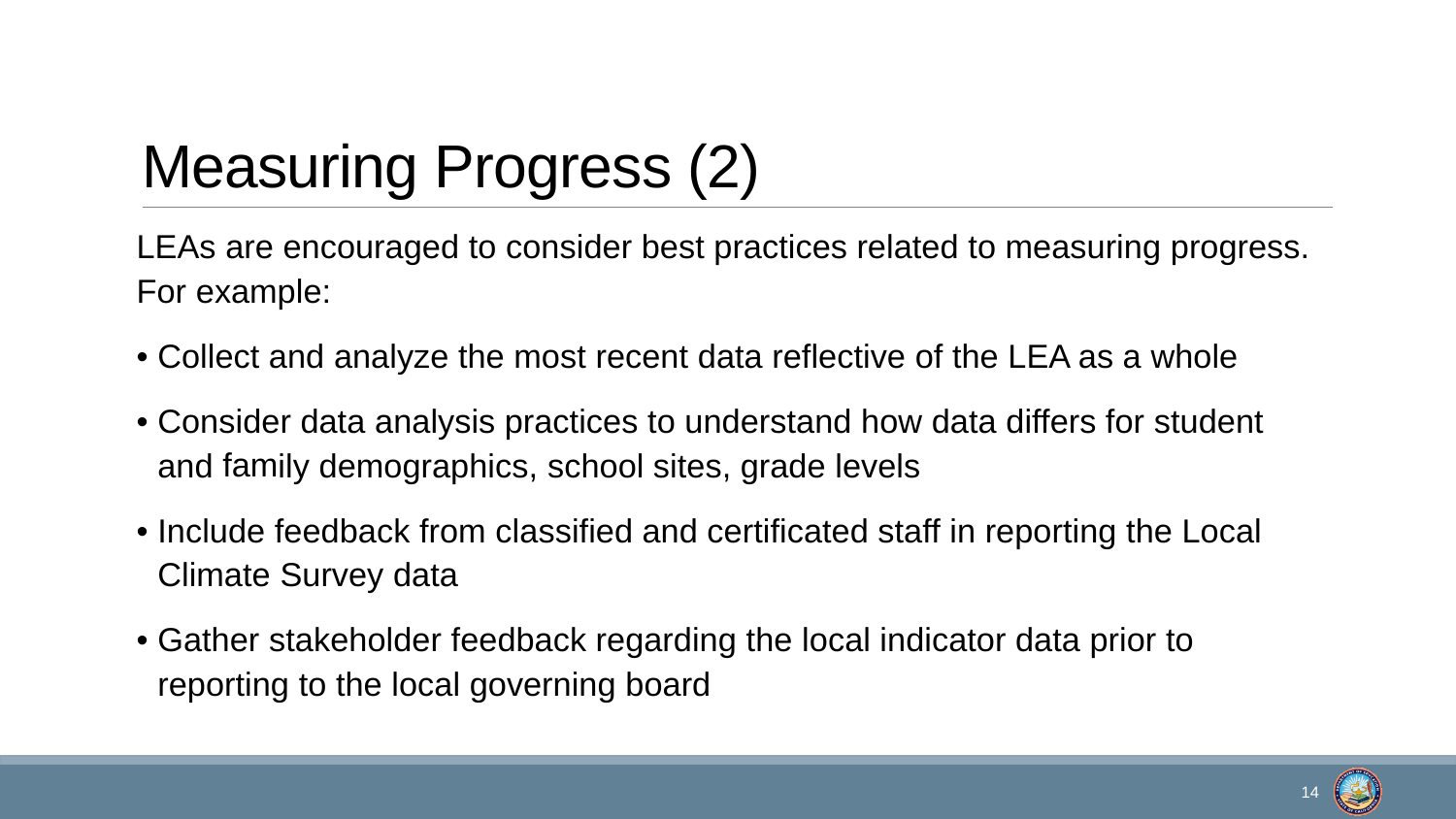# Measuring Progress (2)

LEAs are encouraged to consider best practices related to measuring progress. For example:

- Collect and analyze the most recent data reflective of the LEA as a whole
- Consider data analysis practices to understand how data differs for student and family demographics, school sites, grade levels
- Include feedback from classified and certificated staff in reporting the Local Climate Survey data
- Gather stakeholder feedback regarding the local indicator data prior to reporting to the local governing board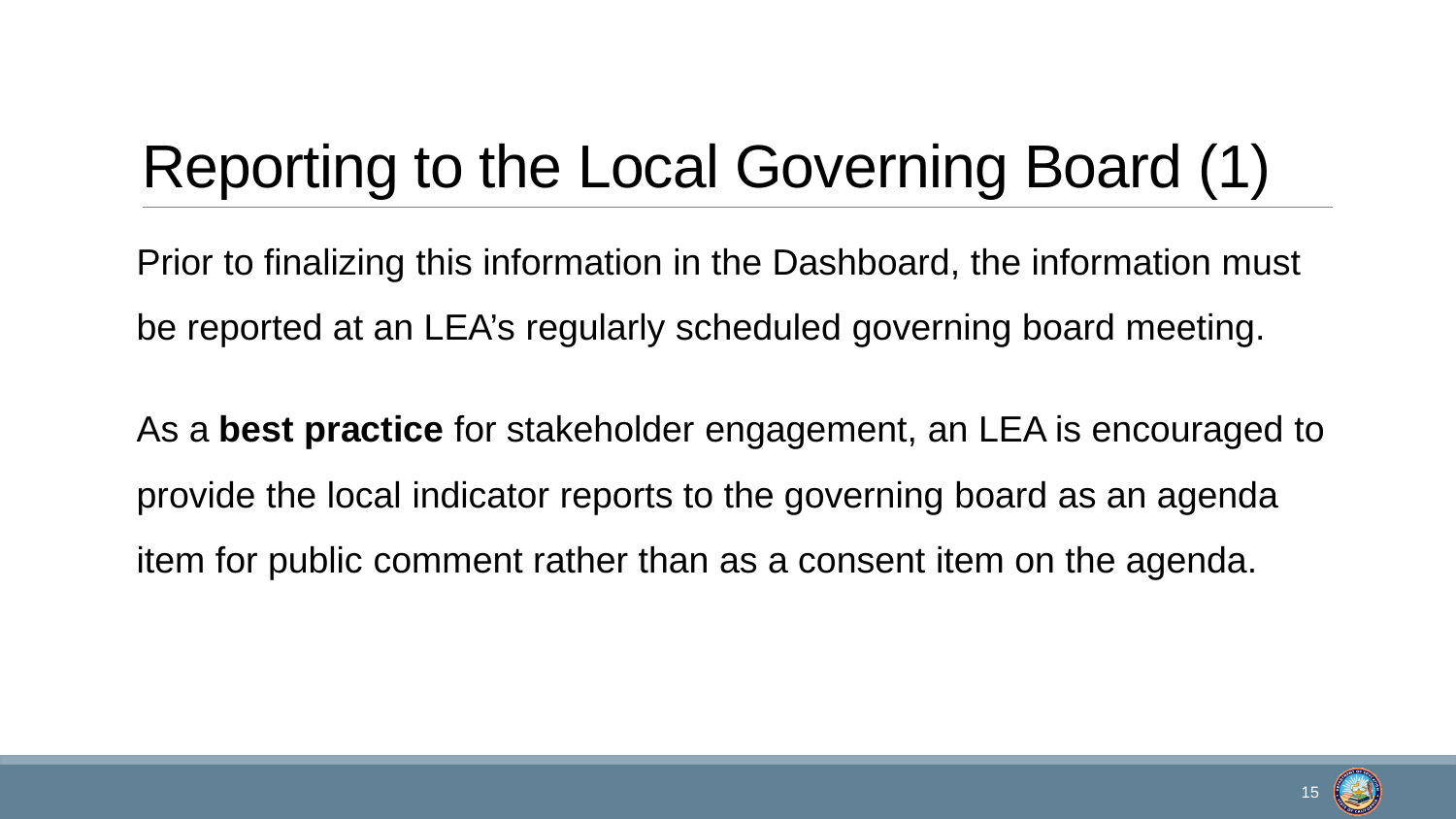# Reporting to the Local Governing Board (1)

Prior to finalizing this information in the Dashboard, the information must be reported at an LEA's regularly scheduled governing board meeting.

As a **best practice** for stakeholder engagement, an LEA is encouraged to provide the local indicator reports to the governing board as an agenda item for public comment rather than as a consent item on the agenda.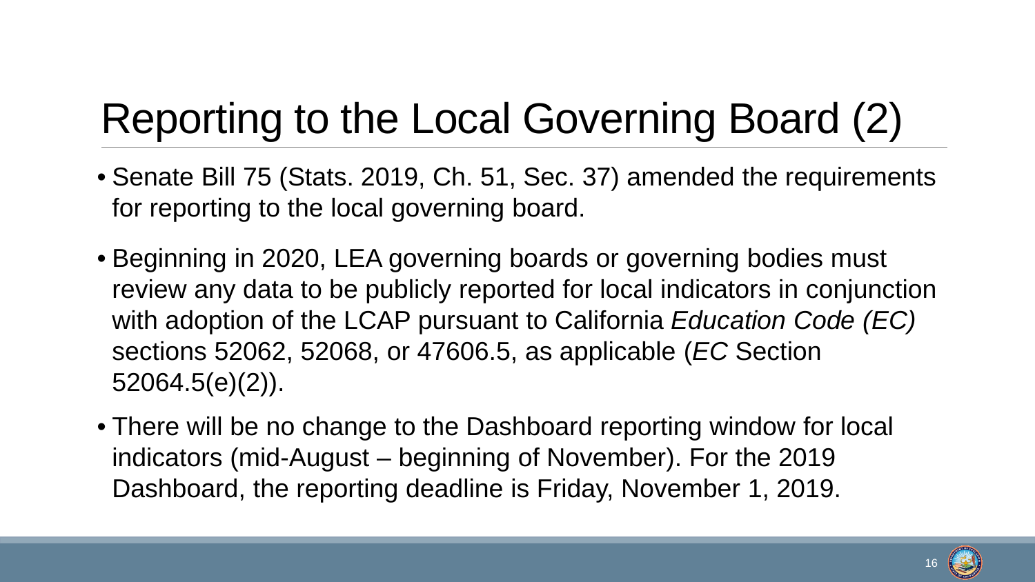# Reporting to the Local Governing Board (2)

- Senate Bill 75 (Stats. 2019, Ch. 51, Sec. 37) amended the requirements for reporting to the local governing board.
- Beginning in 2020, LEA governing boards or governing bodies must review any data to be publicly reported for local indicators in conjunction with adoption of the LCAP pursuant to California *Education Code (EC)* sections 52062, 52068, or 47606.5, as applicable (*EC* Section 52064.5(e)(2)).
- There will be no change to the Dashboard reporting window for local indicators (mid-August – beginning of November). For the 2019 Dashboard, the reporting deadline is Friday, November 1, 2019.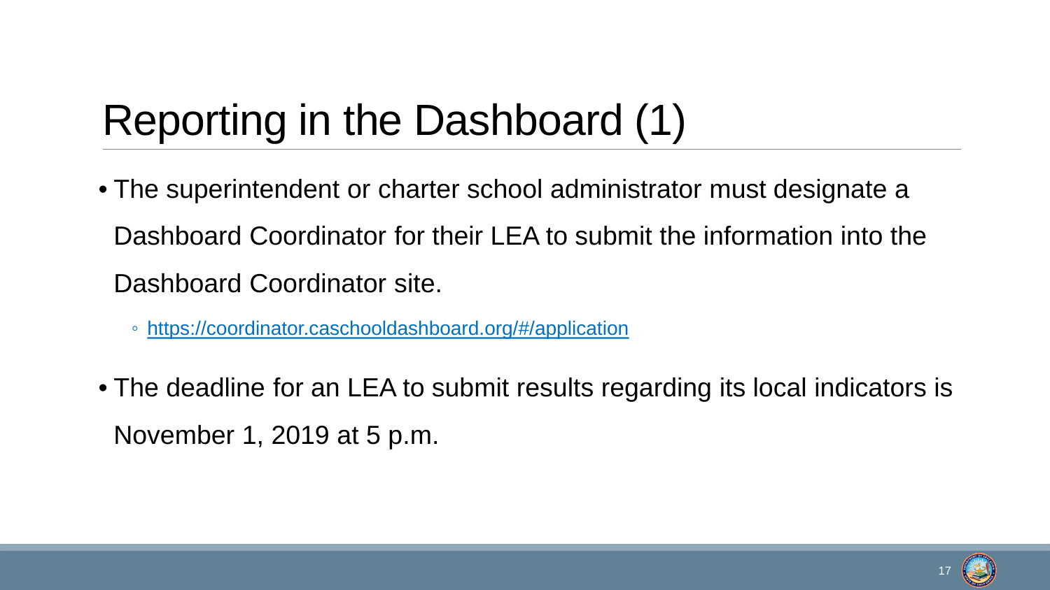# Reporting in the Dashboard (1)

- The superintendent or charter school administrator must designate a Dashboard Coordinator for their LEA to submit the information into the Dashboard Coordinator site.
  - https://coordinator.caschooldashboard.org/#/application
- The deadline for an LEA to submit results regarding its local indicators is November 1, 2019 at 5 p.m.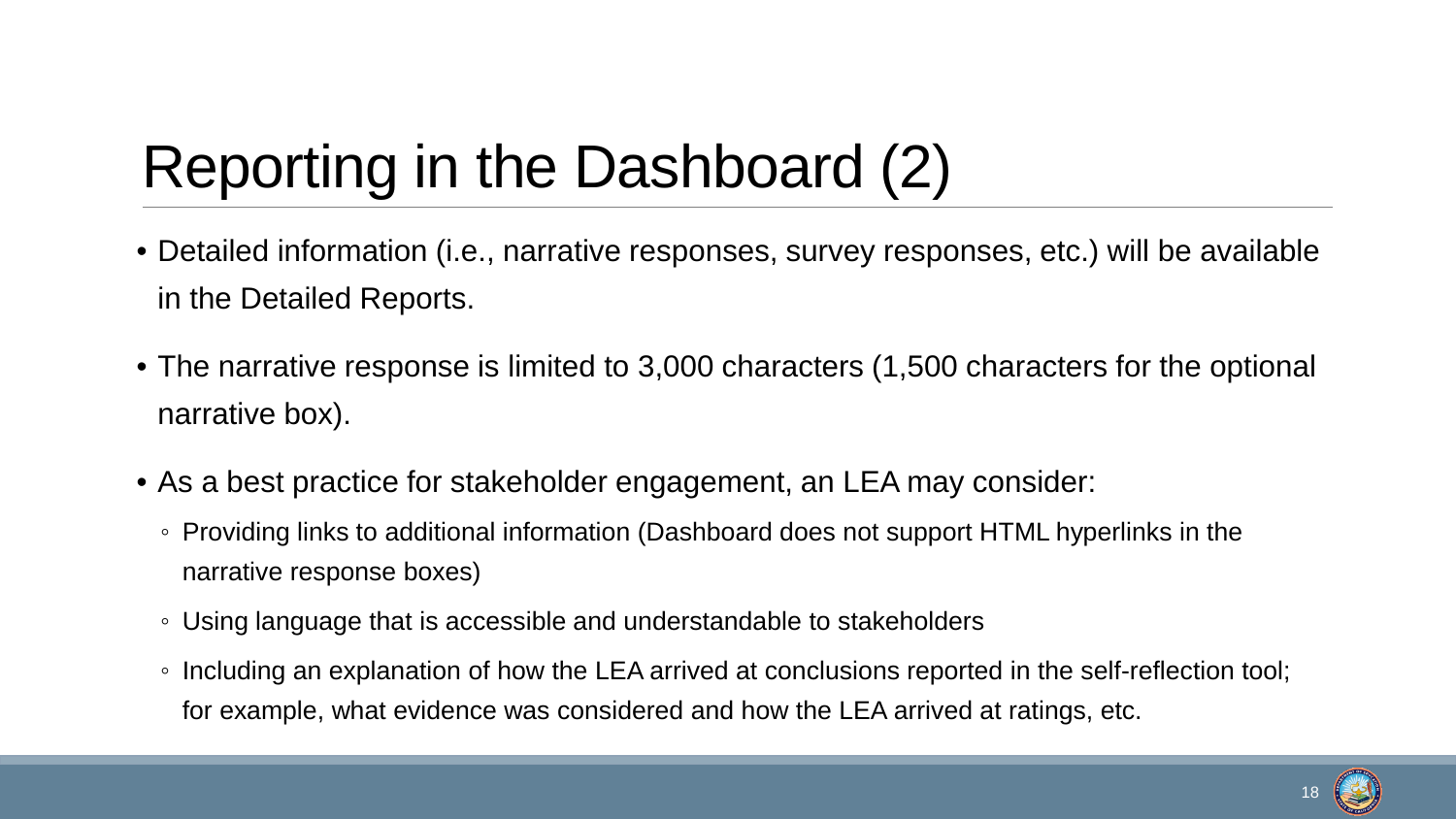# Reporting in the Dashboard (2)

- Detailed information (i.e., narrative responses, survey responses, etc.) will be available in the Detailed Reports.
- The narrative response is limited to 3,000 characters (1,500 characters for the optional narrative box).
- As a best practice for stakeholder engagement, an LEA may consider:
  - Providing links to additional information (Dashboard does not support HTML hyperlinks in the narrative response boxes)
  - Using language that is accessible and understandable to stakeholders
  - Including an explanation of how the LEA arrived at conclusions reported in the self-reflection tool; for example, what evidence was considered and how the LEA arrived at ratings, etc.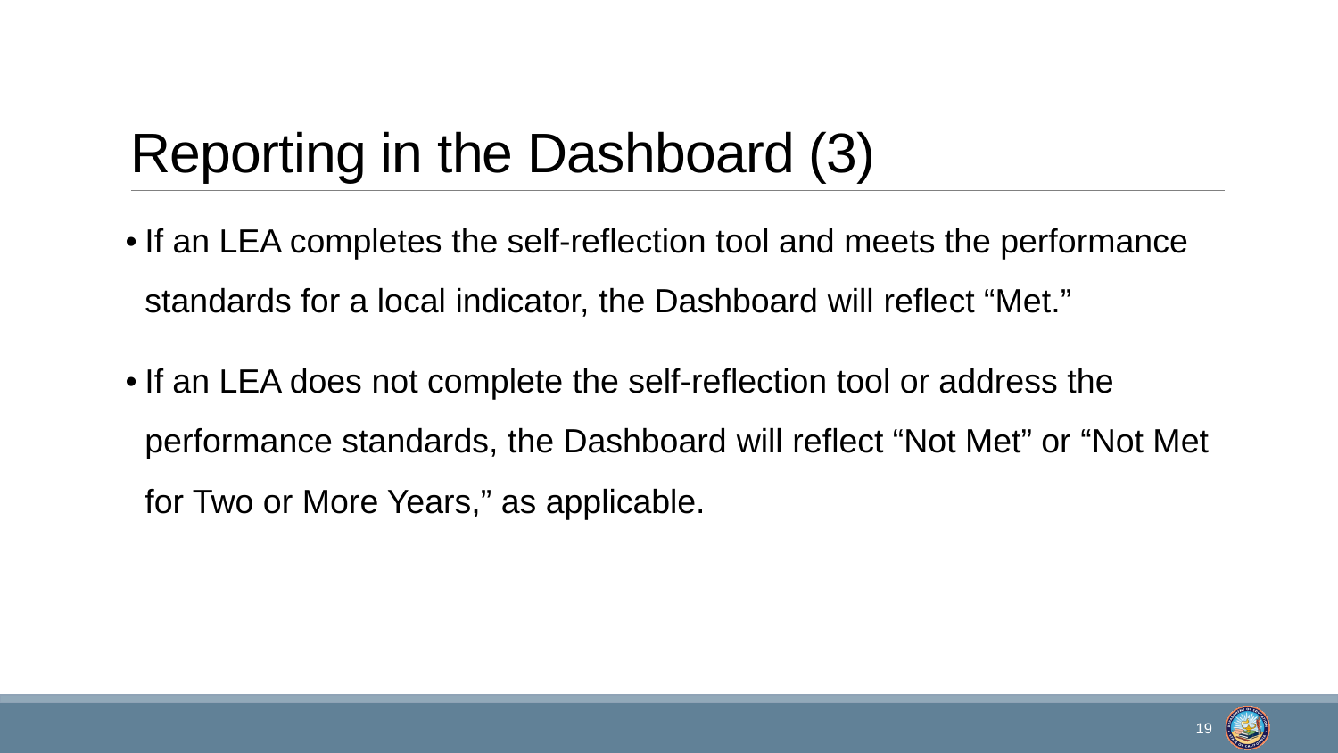# Reporting in the Dashboard (3)

- If an LEA completes the self-reflection tool and meets the performance standards for a local indicator, the Dashboard will reflect “Met.”
- If an LEA does not complete the self-reflection tool or address the performance standards, the Dashboard will reflect “Not Met” or “Not Met for Two or More Years,” as applicable.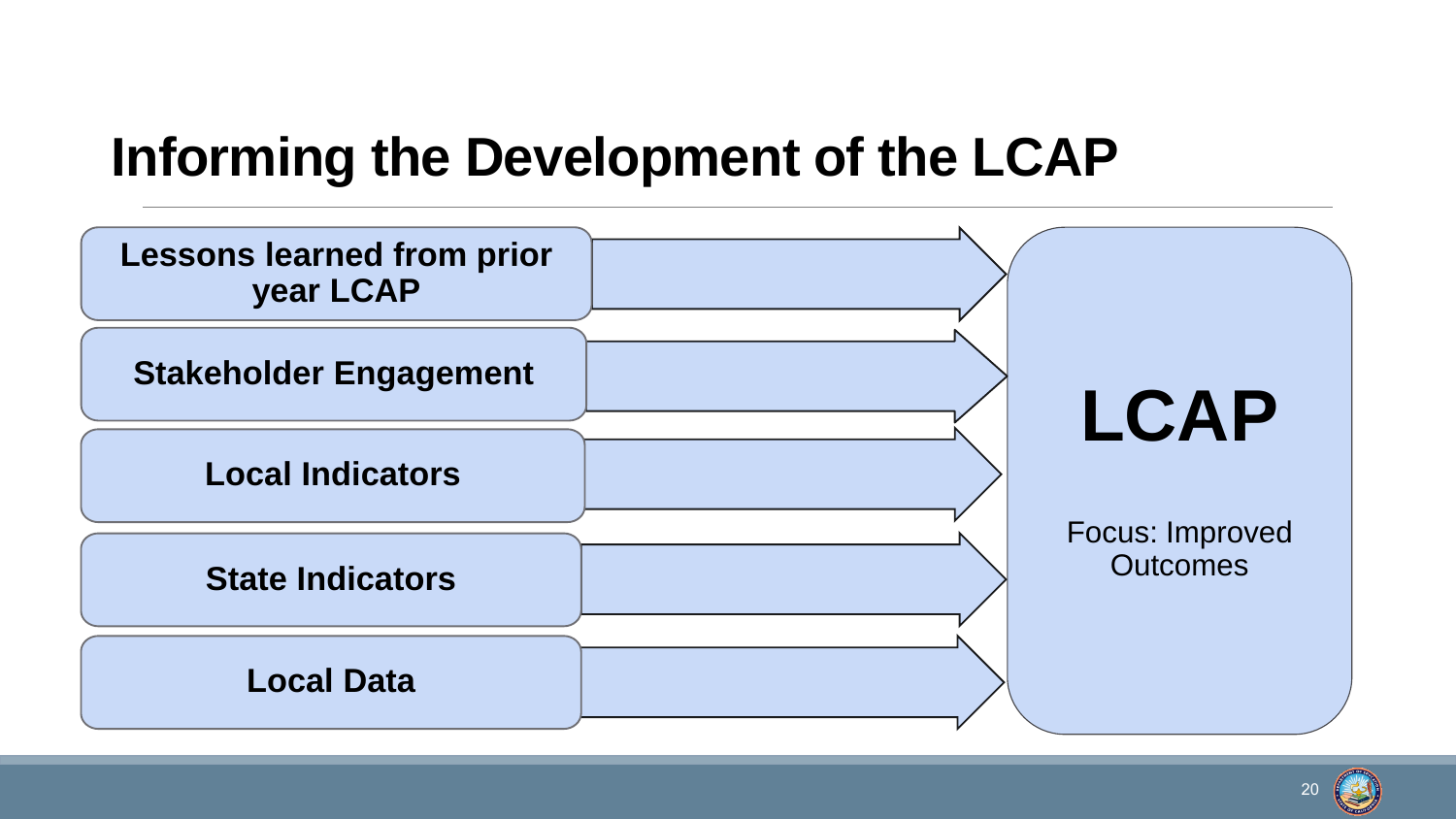# Informing the Development of the LCAP

- **Lessons learned from prior year LCAP**
- **Stakeholder Engagement**
- **Local Indicators**
- **State Indicators**
- **Local Data**

**LCAP**

Focus: Improved Outcomes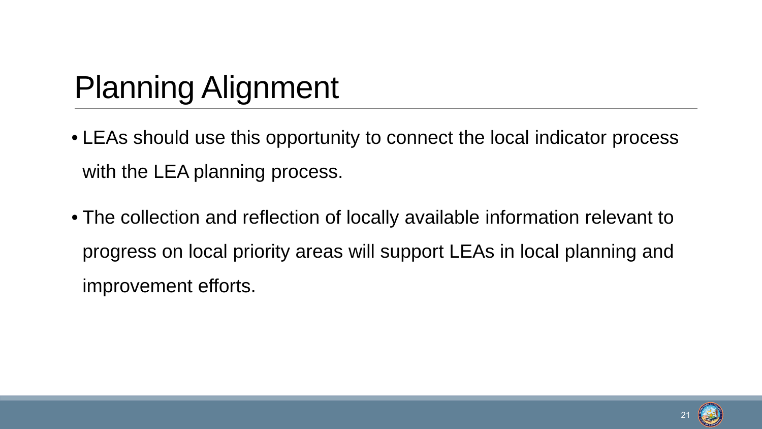# Planning Alignment

- LEAs should use this opportunity to connect the local indicator process with the LEA planning process.
- The collection and reflection of locally available information relevant to progress on local priority areas will support LEAs in local planning and improvement efforts.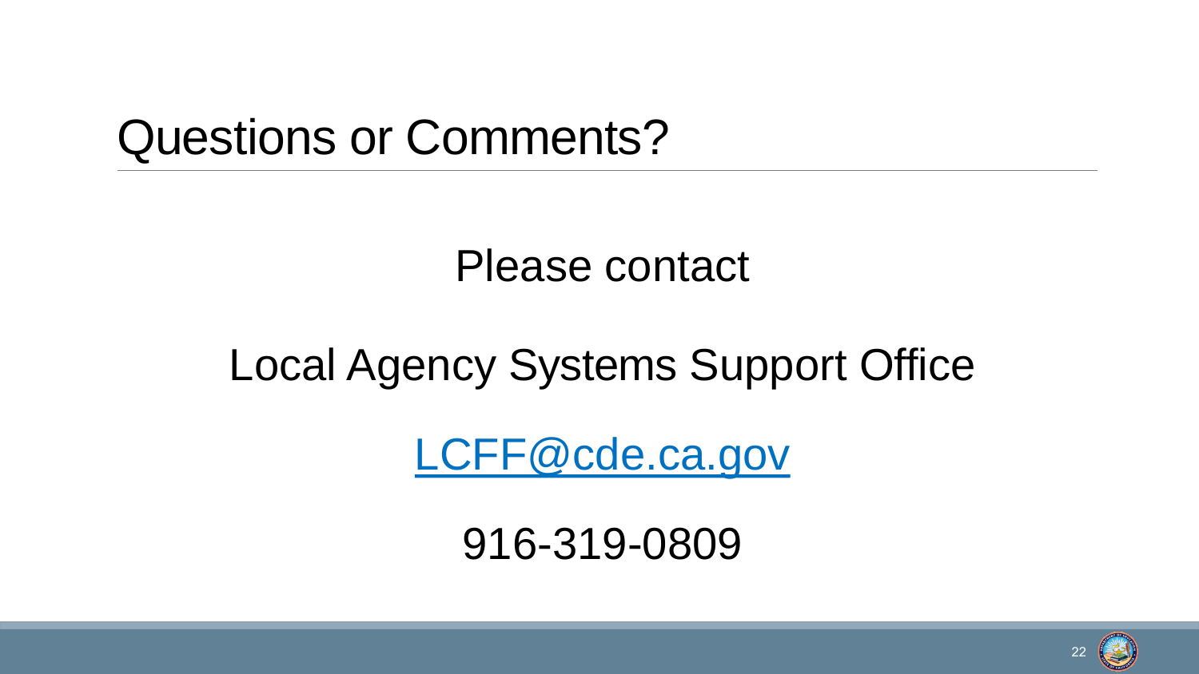# Questions or Comments?

Please contact

Local Agency Systems Support Office

[LCFF@cde.ca.gov](mailto:LCFF@cde.ca.gov)

916-319-0809